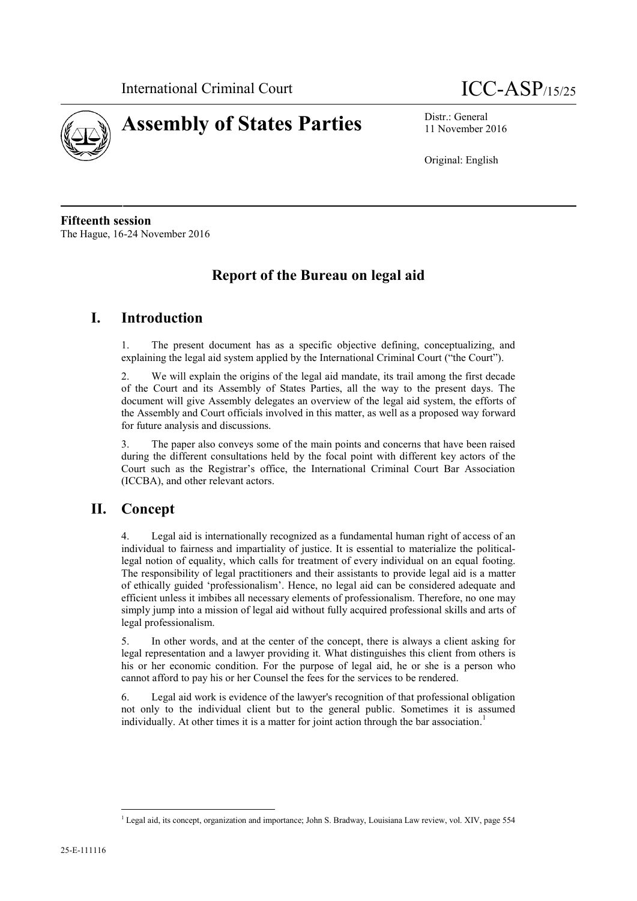International Criminal Court

# Assembly of States Parties

ICC-ASP/15/25

Distr.: General
11 November 2016

Original: English

**Fifteenth session**
The Hague, 16-24 November 2016

## Report of the Bureau on legal aid

## I. Introduction

1. The present document has as a specific objective defining, conceptualizing, and explaining the legal aid system applied by the International Criminal Court ("the Court").

2. We will explain the origins of the legal aid mandate, its trail among the first decade of the Court and its Assembly of States Parties, all the way to the present days. The document will give Assembly delegates an overview of the legal aid system, the efforts of the Assembly and Court officials involved in this matter, as well as a proposed way forward for future analysis and discussions.

3. The paper also conveys some of the main points and concerns that have been raised during the different consultations held by the focal point with different key actors of the Court such as the Registrar's office, the International Criminal Court Bar Association (ICCBA), and other relevant actors.

## II. Concept

4. Legal aid is internationally recognized as a fundamental human right of access of an individual to fairness and impartiality of justice. It is essential to materialize the political-legal notion of equality, which calls for treatment of every individual on an equal footing. The responsibility of legal practitioners and their assistants to provide legal aid is a matter of ethically guided 'professionalism'. Hence, no legal aid can be considered adequate and efficient unless it imbibes all necessary elements of professionalism. Therefore, no one may simply jump into a mission of legal aid without fully acquired professional skills and arts of legal professionalism.

5. In other words, and at the center of the concept, there is always a client asking for legal representation and a lawyer providing it. What distinguishes this client from others is his or her economic condition. For the purpose of legal aid, he or she is a person who cannot afford to pay his or her Counsel the fees for the services to be rendered.

6. Legal aid work is evidence of the lawyer's recognition of that professional obligation not only to the individual client but to the general public. Sometimes it is assumed individually. At other times it is a matter for joint action through the bar association.[1]

[1] Legal aid, its concept, organization and importance; John S. Bradway, Louisiana Law review, vol. XIV, page 554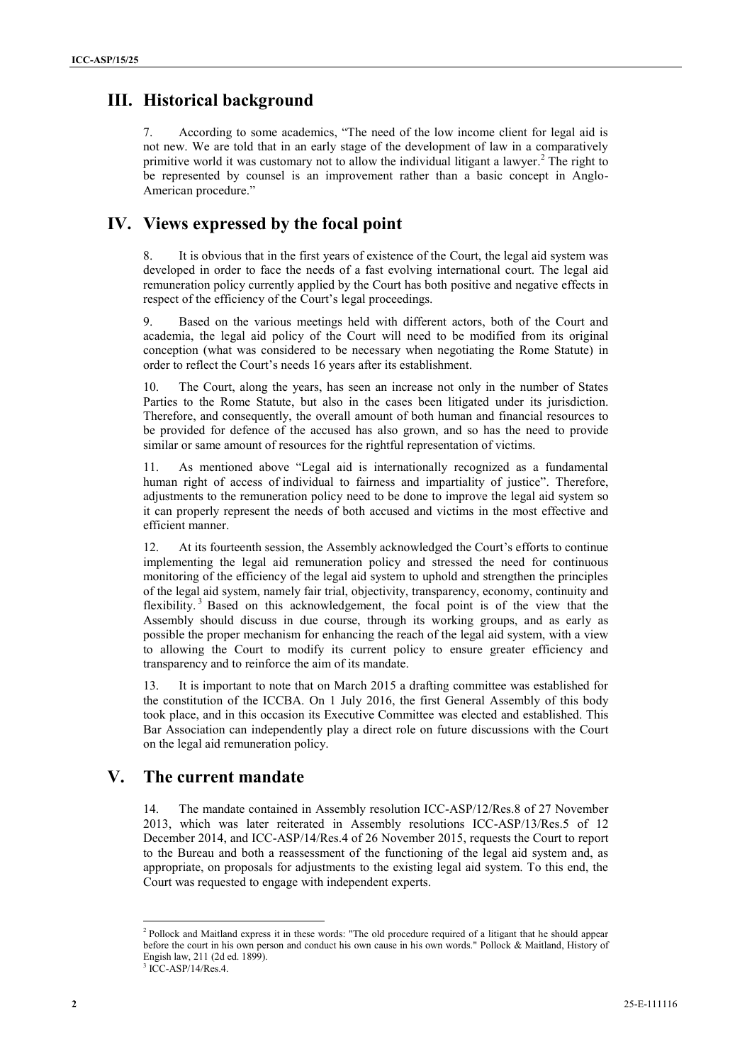## III. Historical background

7. According to some academics, "The need of the low income client for legal aid is not new. We are told that in an early stage of the development of law in a comparatively primitive world it was customary not to allow the individual litigant a lawyer.[2] The right to be represented by counsel is an improvement rather than a basic concept in Anglo-American procedure."

## IV. Views expressed by the focal point

8. It is obvious that in the first years of existence of the Court, the legal aid system was developed in order to face the needs of a fast evolving international court. The legal aid remuneration policy currently applied by the Court has both positive and negative effects in respect of the efficiency of the Court's legal proceedings.

9. Based on the various meetings held with different actors, both of the Court and academia, the legal aid policy of the Court will need to be modified from its original conception (what was considered to be necessary when negotiating the Rome Statute) in order to reflect the Court's needs 16 years after its establishment.

10. The Court, along the years, has seen an increase not only in the number of States Parties to the Rome Statute, but also in the cases been litigated under its jurisdiction. Therefore, and consequently, the overall amount of both human and financial resources to be provided for defence of the accused has also grown, and so has the need to provide similar or same amount of resources for the rightful representation of victims.

11. As mentioned above "Legal aid is internationally recognized as a fundamental human right of access of individual to fairness and impartiality of justice". Therefore, adjustments to the remuneration policy need to be done to improve the legal aid system so it can properly represent the needs of both accused and victims in the most effective and efficient manner.

12. At its fourteenth session, the Assembly acknowledged the Court's efforts to continue implementing the legal aid remuneration policy and stressed the need for continuous monitoring of the efficiency of the legal aid system to uphold and strengthen the principles of the legal aid system, namely fair trial, objectivity, transparency, economy, continuity and flexibility.[3] Based on this acknowledgement, the focal point is of the view that the Assembly should discuss in due course, through its working groups, and as early as possible the proper mechanism for enhancing the reach of the legal aid system, with a view to allowing the Court to modify its current policy to ensure greater efficiency and transparency and to reinforce the aim of its mandate.

13. It is important to note that on March 2015 a drafting committee was established for the constitution of the ICCBA. On 1 July 2016, the first General Assembly of this body took place, and in this occasion its Executive Committee was elected and established. This Bar Association can independently play a direct role on future discussions with the Court on the legal aid remuneration policy.

## V. The current mandate

14. The mandate contained in Assembly resolution ICC-ASP/12/Res.8 of 27 November 2013, which was later reiterated in Assembly resolutions ICC-ASP/13/Res.5 of 12 December 2014, and ICC-ASP/14/Res.4 of 26 November 2015, requests the Court to report to the Bureau and both a reassessment of the functioning of the legal aid system and, as appropriate, on proposals for adjustments to the existing legal aid system. To this end, the Court was requested to engage with independent experts.

---

[2] Pollock and Maitland express it in these words: "The old procedure required of a litigant that he should appear before the court in his own person and conduct his own cause in his own words." Pollock & Maitland, History of Engish law, 211 (2d ed. 1899).

[3] ICC-ASP/14/Res.4.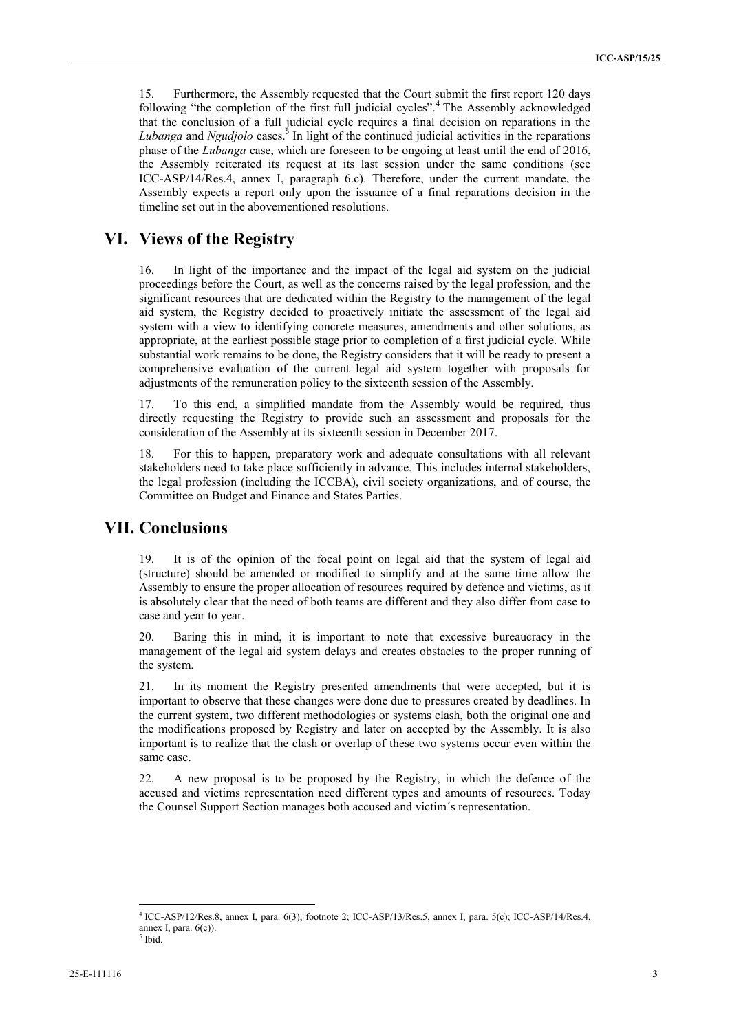15. Furthermore, the Assembly requested that the Court submit the first report 120 days following "the completion of the first full judicial cycles".[4] The Assembly acknowledged that the conclusion of a full judicial cycle requires a final decision on reparations in the *Lubanga* and *Ngudjolo* cases.[5] In light of the continued judicial activities in the reparations phase of the *Lubanga* case, which are foreseen to be ongoing at least until the end of 2016, the Assembly reiterated its request at its last session under the same conditions (see ICC-ASP/14/Res.4, annex I, paragraph 6.c). Therefore, under the current mandate, the Assembly expects a report only upon the issuance of a final reparations decision in the timeline set out in the abovementioned resolutions.

## VI. Views of the Registry

16. In light of the importance and the impact of the legal aid system on the judicial proceedings before the Court, as well as the concerns raised by the legal profession, and the significant resources that are dedicated within the Registry to the management of the legal aid system, the Registry decided to proactively initiate the assessment of the legal aid system with a view to identifying concrete measures, amendments and other solutions, as appropriate, at the earliest possible stage prior to completion of a first judicial cycle. While substantial work remains to be done, the Registry considers that it will be ready to present a comprehensive evaluation of the current legal aid system together with proposals for adjustments of the remuneration policy to the sixteenth session of the Assembly.

17. To this end, a simplified mandate from the Assembly would be required, thus directly requesting the Registry to provide such an assessment and proposals for the consideration of the Assembly at its sixteenth session in December 2017.

18. For this to happen, preparatory work and adequate consultations with all relevant stakeholders need to take place sufficiently in advance. This includes internal stakeholders, the legal profession (including the ICCBA), civil society organizations, and of course, the Committee on Budget and Finance and States Parties.

## VII. Conclusions

19. It is of the opinion of the focal point on legal aid that the system of legal aid (structure) should be amended or modified to simplify and at the same time allow the Assembly to ensure the proper allocation of resources required by defence and victims, as it is absolutely clear that the need of both teams are different and they also differ from case to case and year to year.

20. Baring this in mind, it is important to note that excessive bureaucracy in the management of the legal aid system delays and creates obstacles to the proper running of the system.

21. In its moment the Registry presented amendments that were accepted, but it is important to observe that these changes were done due to pressures created by deadlines. In the current system, two different methodologies or systems clash, both the original one and the modifications proposed by Registry and later on accepted by the Assembly. It is also important is to realize that the clash or overlap of these two systems occur even within the same case.

22. A new proposal is to be proposed by the Registry, in which the defence of the accused and victims representation need different types and amounts of resources. Today the Counsel Support Section manages both accused and victim´s representation.

---

[4] ICC-ASP/12/Res.8, annex I, para. 6(3), footnote 2; ICC-ASP/13/Res.5, annex I, para. 5(c); ICC-ASP/14/Res.4, annex I, para. 6(c)).

[5] Ibid.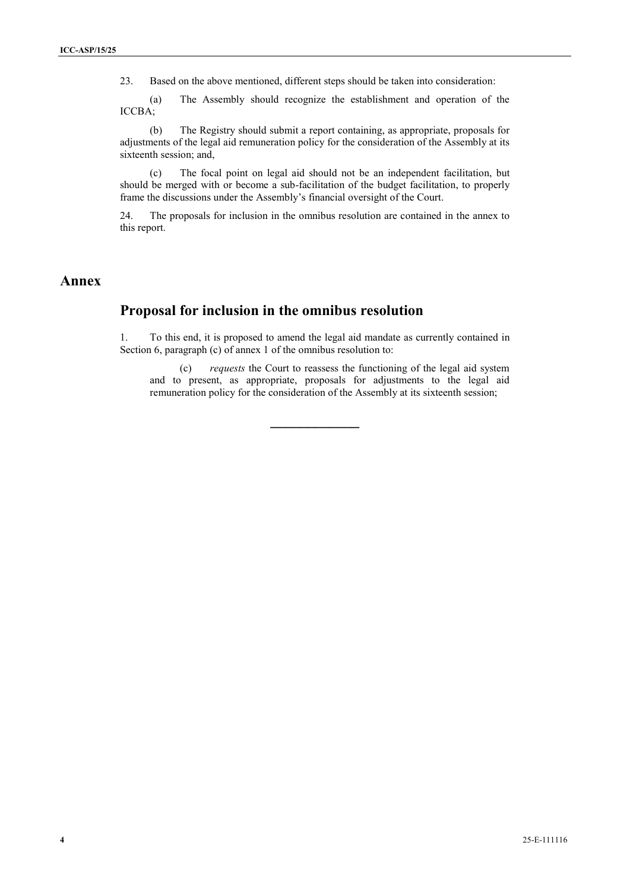23. Based on the above mentioned, different steps should be taken into consideration:

(a) The Assembly should recognize the establishment and operation of the ICCBA;

(b) The Registry should submit a report containing, as appropriate, proposals for adjustments of the legal aid remuneration policy for the consideration of the Assembly at its sixteenth session; and,

(c) The focal point on legal aid should not be an independent facilitation, but should be merged with or become a sub-facilitation of the budget facilitation, to properly frame the discussions under the Assembly's financial oversight of the Court.

24. The proposals for inclusion in the omnibus resolution are contained in the annex to this report.

# Annex

## Proposal for inclusion in the omnibus resolution

1. To this end, it is proposed to amend the legal aid mandate as currently contained in Section 6, paragraph (c) of annex 1 of the omnibus resolution to:

> (c) *requests* the Court to reassess the functioning of the legal aid system and to present, as appropriate, proposals for adjustments to the legal aid remuneration policy for the consideration of the Assembly at its sixteenth session;

---